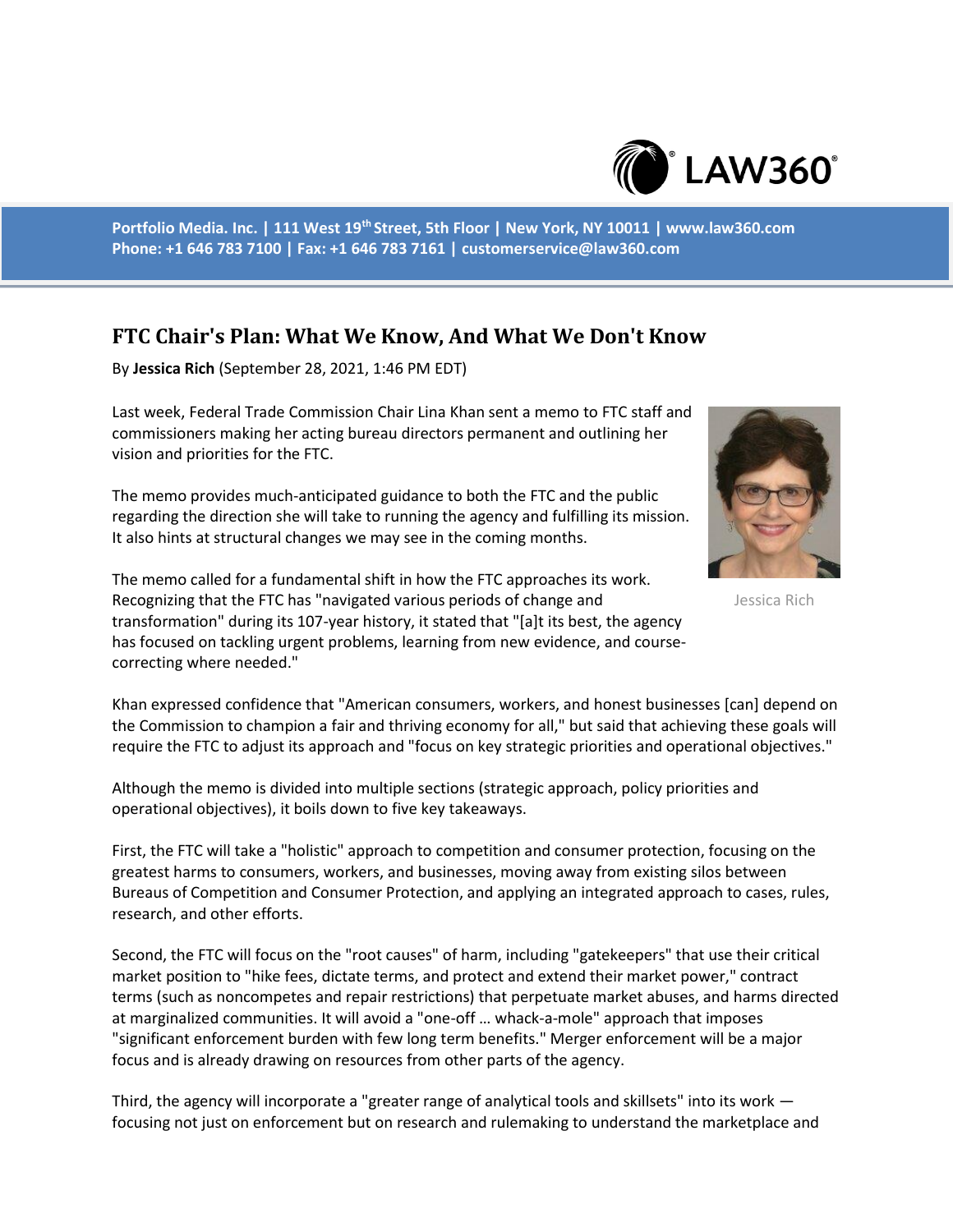# FTC Chair's Plan: What We Know, And What We Don't Know

By **Jessica Rich** (September 28, 2021, 1:46 PM EDT)

Last week, Federal Trade Commission Chair Lina Khan sent a memo to FTC staff and commissioners making her acting bureau directors permanent and outlining her vision and priorities for the FTC.

The memo provides much-anticipated guidance to both the FTC and the public regarding the direction she will take to running the agency and fulfilling its mission. It also hints at structural changes we may see in the coming months.

Jessica Rich

The memo called for a fundamental shift in how the FTC approaches its work. Recognizing that the FTC has "navigated various periods of change and transformation" during its 107-year history, it stated that "[a]t its best, the agency has focused on tackling urgent problems, learning from new evidence, and course-correcting where needed."

Khan expressed confidence that "American consumers, workers, and honest businesses [can] depend on the Commission to champion a fair and thriving economy for all," but said that achieving these goals will require the FTC to adjust its approach and "focus on key strategic priorities and operational objectives."

Although the memo is divided into multiple sections (strategic approach, policy priorities and operational objectives), it boils down to five key takeaways.

First, the FTC will take a "holistic" approach to competition and consumer protection, focusing on the greatest harms to consumers, workers, and businesses, moving away from existing silos between Bureaus of Competition and Consumer Protection, and applying an integrated approach to cases, rules, research, and other efforts.

Second, the FTC will focus on the "root causes" of harm, including "gatekeepers" that use their critical market position to "hike fees, dictate terms, and protect and extend their market power," contract terms (such as noncompetes and repair restrictions) that perpetuate market abuses, and harms directed at marginalized communities. It will avoid a "one-off … whack-a-mole" approach that imposes "significant enforcement burden with few long term benefits." Merger enforcement will be a major focus and is already drawing on resources from other parts of the agency.

Third, the agency will incorporate a "greater range of analytical tools and skillsets" into its work — focusing not just on enforcement but on research and rulemaking to understand the marketplace and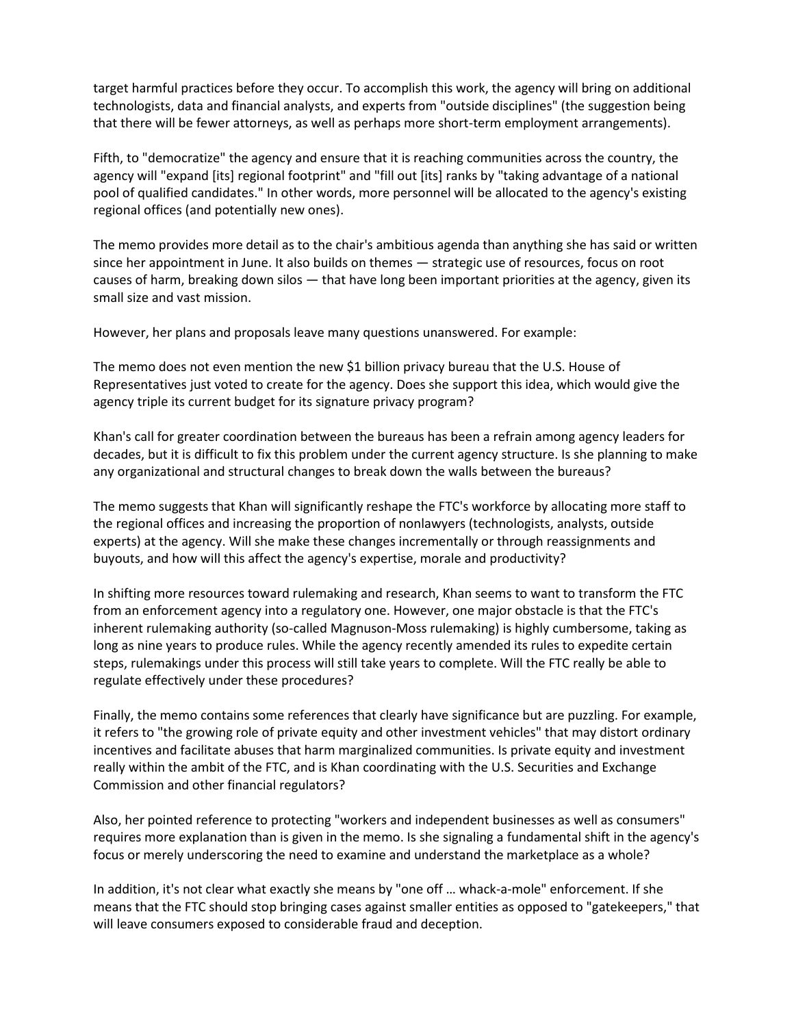target harmful practices before they occur. To accomplish this work, the agency will bring on additional technologists, data and financial analysts, and experts from "outside disciplines" (the suggestion being that there will be fewer attorneys, as well as perhaps more short-term employment arrangements).

Fifth, to "democratize" the agency and ensure that it is reaching communities across the country, the agency will "expand [its] regional footprint" and "fill out [its] ranks by "taking advantage of a national pool of qualified candidates." In other words, more personnel will be allocated to the agency's existing regional offices (and potentially new ones).

The memo provides more detail as to the chair's ambitious agenda than anything she has said or written since her appointment in June. It also builds on themes — strategic use of resources, focus on root causes of harm, breaking down silos — that have long been important priorities at the agency, given its small size and vast mission.

However, her plans and proposals leave many questions unanswered. For example:

The memo does not even mention the new $1 billion privacy bureau that the U.S. House of Representatives just voted to create for the agency. Does she support this idea, which would give the agency triple its current budget for its signature privacy program?

Khan's call for greater coordination between the bureaus has been a refrain among agency leaders for decades, but it is difficult to fix this problem under the current agency structure. Is she planning to make any organizational and structural changes to break down the walls between the bureaus?

The memo suggests that Khan will significantly reshape the FTC's workforce by allocating more staff to the regional offices and increasing the proportion of nonlawyers (technologists, analysts, outside experts) at the agency. Will she make these changes incrementally or through reassignments and buyouts, and how will this affect the agency's expertise, morale and productivity?

In shifting more resources toward rulemaking and research, Khan seems to want to transform the FTC from an enforcement agency into a regulatory one. However, one major obstacle is that the FTC's inherent rulemaking authority (so-called Magnuson-Moss rulemaking) is highly cumbersome, taking as long as nine years to produce rules. While the agency recently amended its rules to expedite certain steps, rulemakings under this process will still take years to complete. Will the FTC really be able to regulate effectively under these procedures?

Finally, the memo contains some references that clearly have significance but are puzzling. For example, it refers to "the growing role of private equity and other investment vehicles" that may distort ordinary incentives and facilitate abuses that harm marginalized communities. Is private equity and investment really within the ambit of the FTC, and is Khan coordinating with the U.S. Securities and Exchange Commission and other financial regulators?

Also, her pointed reference to protecting "workers and independent businesses as well as consumers" requires more explanation than is given in the memo. Is she signaling a fundamental shift in the agency's focus or merely underscoring the need to examine and understand the marketplace as a whole?

In addition, it's not clear what exactly she means by "one off … whack-a-mole" enforcement. If she means that the FTC should stop bringing cases against smaller entities as opposed to "gatekeepers," that will leave consumers exposed to considerable fraud and deception.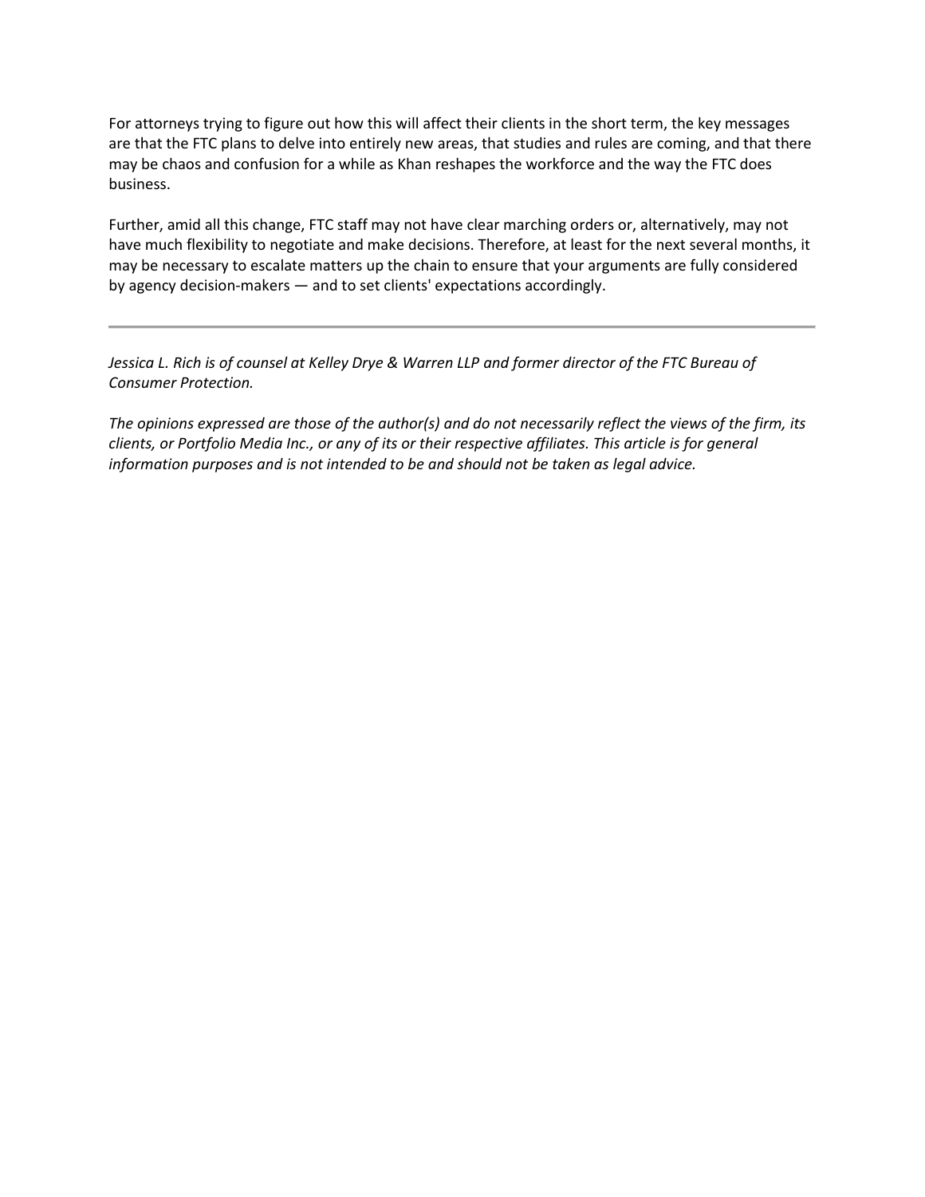For attorneys trying to figure out how this will affect their clients in the short term, the key messages are that the FTC plans to delve into entirely new areas, that studies and rules are coming, and that there may be chaos and confusion for a while as Khan reshapes the workforce and the way the FTC does business.

Further, amid all this change, FTC staff may not have clear marching orders or, alternatively, may not have much flexibility to negotiate and make decisions. Therefore, at least for the next several months, it may be necessary to escalate matters up the chain to ensure that your arguments are fully considered by agency decision-makers — and to set clients' expectations accordingly.

---

*Jessica L. Rich is of counsel at Kelley Drye & Warren LLP and former director of the FTC Bureau of Consumer Protection.*

*The opinions expressed are those of the author(s) and do not necessarily reflect the views of the firm, its clients, or Portfolio Media Inc., or any of its or their respective affiliates. This article is for general information purposes and is not intended to be and should not be taken as legal advice.*